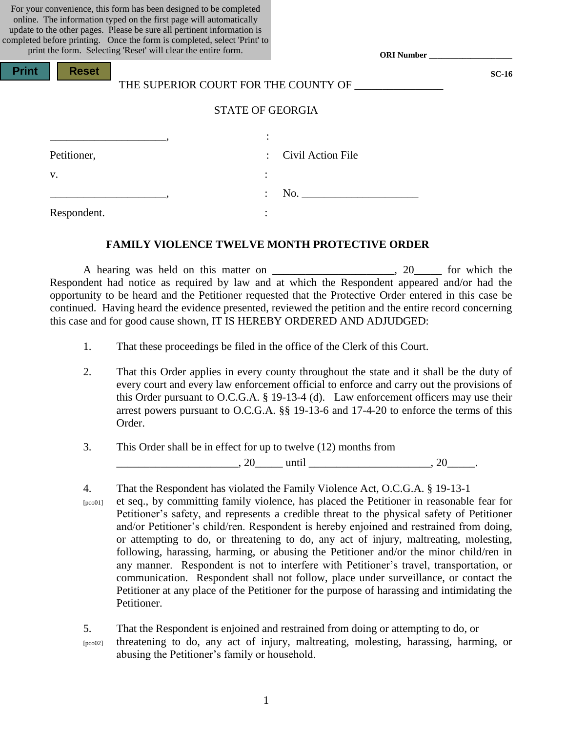For your convenience, this form has been designed to be completed online. The information typed on the first page will automatically update to the other pages. Please be sure all pertinent information is completed before printing. Once the form is completed, select 'Print' to print the form. Selecting 'Reset' will clear the entire form.

Print Reset

**ORI Number** ___________________

**SC-16**

THE SUPERIOR COURT FOR THE COUNTY OF ________________

STATE OF GEORGIA

| | | |
|---|---|---|
| _____________________, | : | |
| Petitioner, | : | Civil Action File |
| v. | : | |
| _____________________, | : | No. _____________________ |
| Respondent. | : | |

**FAMILY VIOLENCE TWELVE MONTH PROTECTIVE ORDER**

A hearing was held on this matter on _____________________, 20_____ for which the Respondent had notice as required by law and at which the Respondent appeared and/or had the opportunity to be heard and the Petitioner requested that the Protective Order entered in this case be continued. Having heard the evidence presented, reviewed the petition and the entire record concerning this case and for good cause shown, IT IS HEREBY ORDERED AND ADJUDGED:

1. That these proceedings be filed in the office of the Clerk of this Court.

2. That this Order applies in every county throughout the state and it shall be the duty of every court and every law enforcement official to enforce and carry out the provisions of this Order pursuant to O.C.G.A. § 19-13-4 (d). Law enforcement officers may use their arrest powers pursuant to O.C.G.A. §§ 19-13-6 and 17-4-20 to enforce the terms of this Order.

3. This Order shall be in effect for up to twelve (12) months from _____________________, 20_____ until _____________________, 20_____.

4. [pco01] That the Respondent has violated the Family Violence Act, O.C.G.A. § 19-13-1 et seq., by committing family violence, has placed the Petitioner in reasonable fear for Petitioner's safety, and represents a credible threat to the physical safety of Petitioner and/or Petitioner's child/ren. Respondent is hereby enjoined and restrained from doing, or attempting to do, or threatening to do, any act of injury, maltreating, molesting, following, harassing, harming, or abusing the Petitioner and/or the minor child/ren in any manner. Respondent is not to interfere with Petitioner's travel, transportation, or communication. Respondent shall not follow, place under surveillance, or contact the Petitioner at any place of the Petitioner for the purpose of harassing and intimidating the Petitioner.

5. [pco02] That the Respondent is enjoined and restrained from doing or attempting to do, or threatening to do, any act of injury, maltreating, molesting, harassing, harming, or abusing the Petitioner's family or household.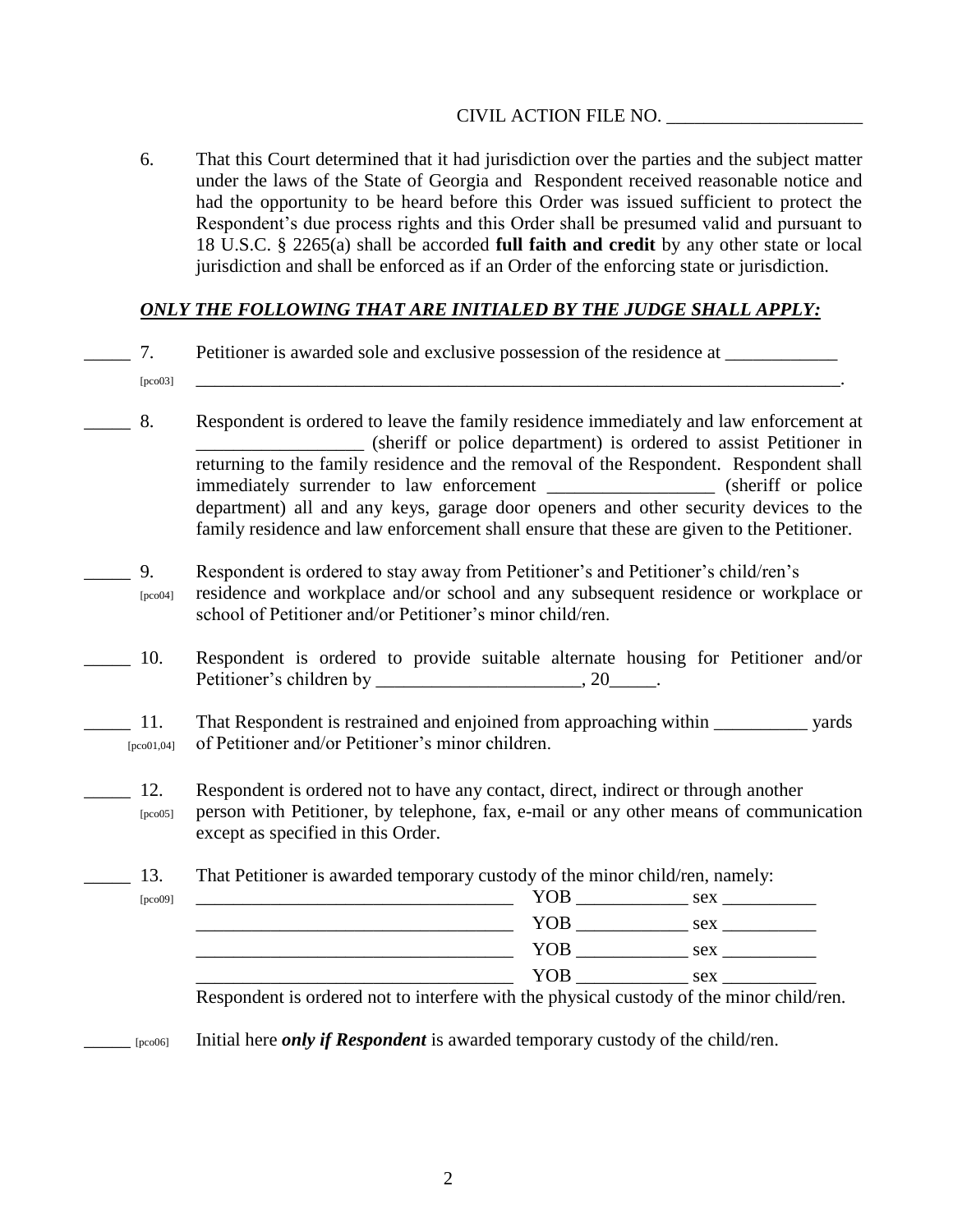CIVIL ACTION FILE NO. ____________________

6. That this Court determined that it had jurisdiction over the parties and the subject matter under the laws of the State of Georgia and Respondent received reasonable notice and had the opportunity to be heard before this Order was issued sufficient to protect the Respondent's due process rights and this Order shall be presumed valid and pursuant to 18 U.S.C. § 2265(a) shall be accorded **full faith and credit** by any other state or local jurisdiction and shall be enforced as if an Order of the enforcing state or jurisdiction.

***ONLY THE FOLLOWING THAT ARE INITIALED BY THE JUDGE SHALL APPLY:***

_____ 7. [pco03] Petitioner is awarded sole and exclusive possession of the residence at ____________ ___________________________________________________________________________.

_____ 8. Respondent is ordered to leave the family residence immediately and law enforcement at __________________ (sheriff or police department) is ordered to assist Petitioner in returning to the family residence and the removal of the Respondent. Respondent shall immediately surrender to law enforcement __________________ (sheriff or police department) all and any keys, garage door openers and other security devices to the family residence and law enforcement shall ensure that these are given to the Petitioner.

_____ 9. [pco04] Respondent is ordered to stay away from Petitioner's and Petitioner's child/ren's residence and workplace and/or school and any subsequent residence or workplace or school of Petitioner and/or Petitioner's minor child/ren.

_____ 10. Respondent is ordered to provide suitable alternate housing for Petitioner and/or Petitioner's children by ______________________, 20_____.

_____ 11. [pco01,04] That Respondent is restrained and enjoined from approaching within __________ yards of Petitioner and/or Petitioner's minor children.

_____ 12. [pco05] Respondent is ordered not to have any contact, direct, indirect or through another person with Petitioner, by telephone, fax, e-mail or any other means of communication except as specified in this Order.

_____ 13. [pco09] That Petitioner is awarded temporary custody of the minor child/ren, namely:

__________________________________ YOB ____________ sex __________

__________________________________ YOB ____________ sex __________

__________________________________ YOB ____________ sex __________

__________________________________ YOB ____________ sex __________

Respondent is ordered not to interfere with the physical custody of the minor child/ren.

_____ [pco06] Initial here ***only if Respondent*** is awarded temporary custody of the child/ren.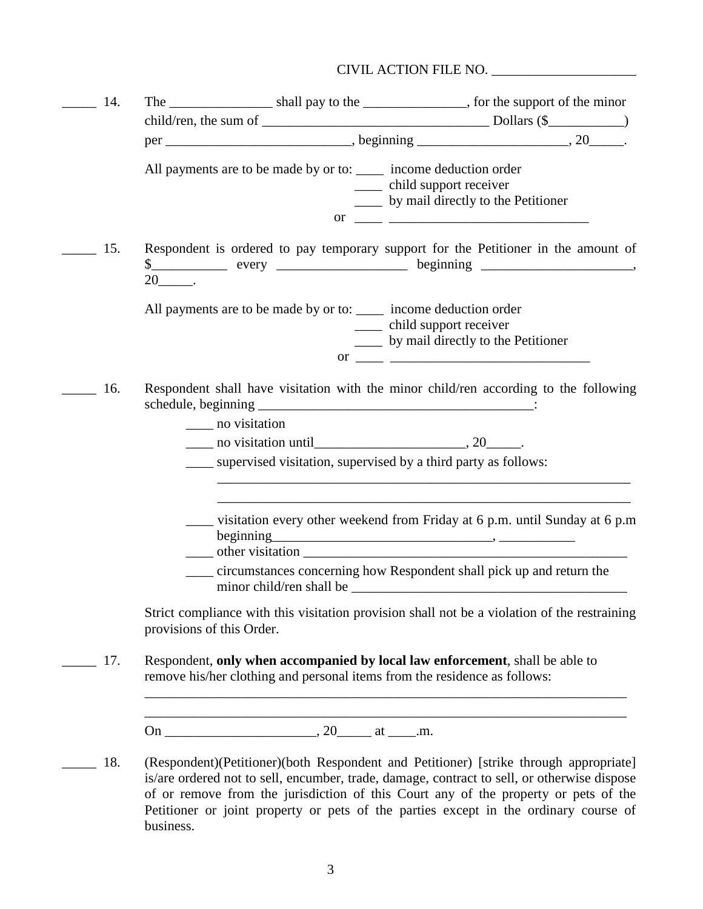CIVIL ACTION FILE NO. ____________________

_____ 14. The _______________ shall pay to the _______________, for the support of the minor child/ren, the sum of _________________________________ Dollars ($___________) per ___________________________, beginning ______________________, 20_____.

All payments are to be made by or to: ____ income deduction order
____ child support receiver
____ by mail directly to the Petitioner
or ____ ______________________________

_____ 15. Respondent is ordered to pay temporary support for the Petitioner in the amount of $___________ every ___________________ beginning ______________________, 20_____.

All payments are to be made by or to: ____ income deduction order
____ child support receiver
____ by mail directly to the Petitioner
or ____ ______________________________

_____ 16. Respondent shall have visitation with the minor child/ren according to the following schedule, beginning _________________________________________:

____ no visitation

____ no visitation until______________________, 20_____.

____ supervised visitation, supervised by a third party as follows:
_______________________________________________________________
_______________________________________________________________

____ visitation every other weekend from Friday at 6 p.m. until Sunday at 6 p.m beginning________________________________, ___________

____ other visitation _________________________________________________

____ circumstances concerning how Respondent shall pick up and return the minor child/ren shall be _________________________________________

Strict compliance with this visitation provision shall not be a violation of the restraining provisions of this Order.

_____ 17. Respondent, **only when accompanied by local law enforcement**, shall be able to remove his/her clothing and personal items from the residence as follows:
__________________________________________________________________________
__________________________________________________________________________

On ______________________, 20_____ at ____.m.

_____ 18. (Respondent)(Petitioner)(both Respondent and Petitioner) [strike through appropriate] is/are ordered not to sell, encumber, trade, damage, contract to sell, or otherwise dispose of or remove from the jurisdiction of this Court any of the property or pets of the Petitioner or joint property or pets of the parties except in the ordinary course of business.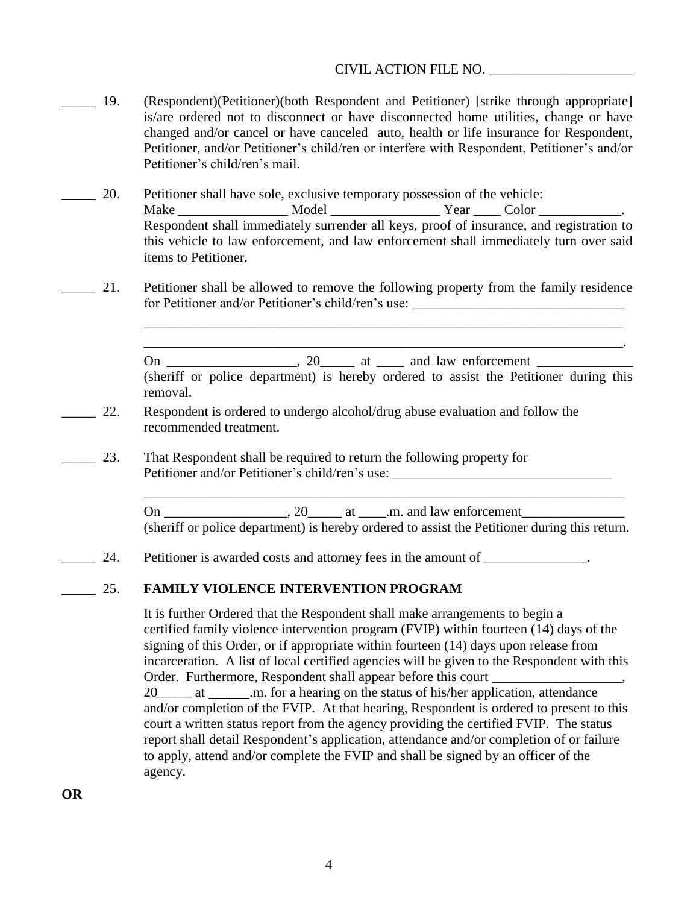CIVIL ACTION FILE NO. ____________________

_____ 19. (Respondent)(Petitioner)(both Respondent and Petitioner) [strike through appropriate] is/are ordered not to disconnect or have disconnected home utilities, change or have changed and/or cancel or have canceled auto, health or life insurance for Respondent, Petitioner, and/or Petitioner's child/ren or interfere with Respondent, Petitioner's and/or Petitioner's child/ren's mail.

_____ 20. Petitioner shall have sole, exclusive temporary possession of the vehicle: Make ________________ Model ________________ Year ____ Color ____________. Respondent shall immediately surrender all keys, proof of insurance, and registration to this vehicle to law enforcement, and law enforcement shall immediately turn over said items to Petitioner.

_____ 21. Petitioner shall be allowed to remove the following property from the family residence for Petitioner and/or Petitioner's child/ren's use: _______________________________

_______________________________________________________________________

_______________________________________________________________________.

On ___________________, 20_____ at ____ and law enforcement ______________ (sheriff or police department) is hereby ordered to assist the Petitioner during this removal.

_____ 22. Respondent is ordered to undergo alcohol/drug abuse evaluation and follow the recommended treatment.

_____ 23. That Respondent shall be required to return the following property for Petitioner and/or Petitioner's child/ren's use: ________________________________

_______________________________________________________________________

On __________________, 20_____ at ____.m. and law enforcement_______________ (sheriff or police department) is hereby ordered to assist the Petitioner during this return.

_____ 24. Petitioner is awarded costs and attorney fees in the amount of _______________.

_____ 25. **FAMILY VIOLENCE INTERVENTION PROGRAM**

It is further Ordered that the Respondent shall make arrangements to begin a certified family violence intervention program (FVIP) within fourteen (14) days of the signing of this Order, or if appropriate within fourteen (14) days upon release from incarceration. A list of local certified agencies will be given to the Respondent with this Order. Furthermore, Respondent shall appear before this court ___________________, 20_____ at ______.m. for a hearing on the status of his/her application, attendance and/or completion of the FVIP. At that hearing, Respondent is ordered to present to this court a written status report from the agency providing the certified FVIP. The status report shall detail Respondent's application, attendance and/or completion of or failure to apply, attend and/or complete the FVIP and shall be signed by an officer of the agency.

**OR**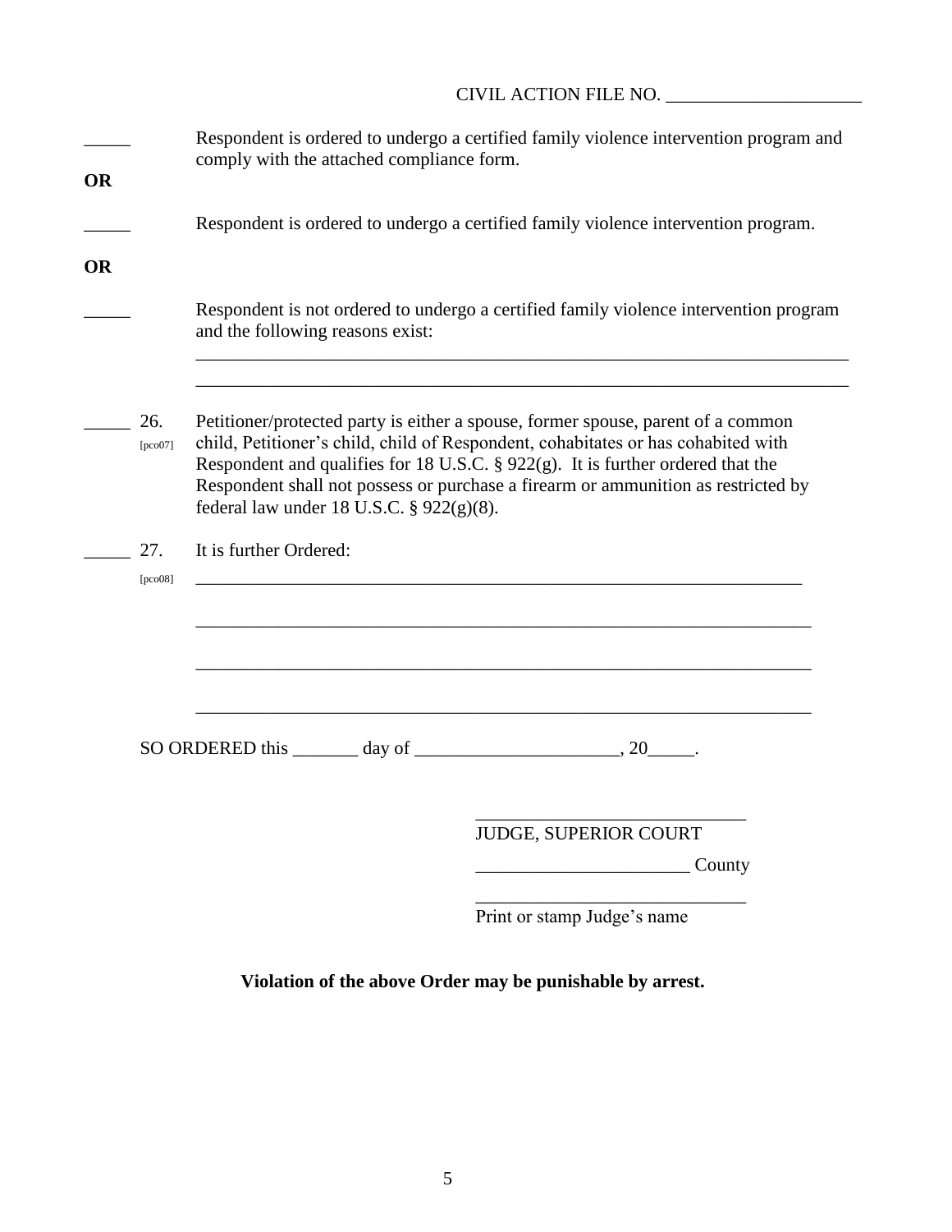CIVIL ACTION FILE NO. _____________________

_____ Respondent is ordered to undergo a certified family violence intervention program and comply with the attached compliance form.

**OR**

_____ Respondent is ordered to undergo a certified family violence intervention program.

**OR**

_____ Respondent is not ordered to undergo a certified family violence intervention program and the following reasons exist:

_________________________________________________________________________

_________________________________________________________________________

_____ 26. [pco07] Petitioner/protected party is either a spouse, former spouse, parent of a common child, Petitioner's child, child of Respondent, cohabitates or has cohabited with Respondent and qualifies for 18 U.S.C. § 922(g). It is further ordered that the Respondent shall not possess or purchase a firearm or ammunition as restricted by federal law under 18 U.S.C. § 922(g)(8).

_____ 27. [pco08] It is further Ordered:

_________________________________________________________________________

_________________________________________________________________________

_________________________________________________________________________

_________________________________________________________________________

SO ORDERED this _______ day of ______________________, 20_____.

_____________________________
JUDGE, SUPERIOR COURT

_______________________ County

_____________________________
Print or stamp Judge's name

**Violation of the above Order may be punishable by arrest.**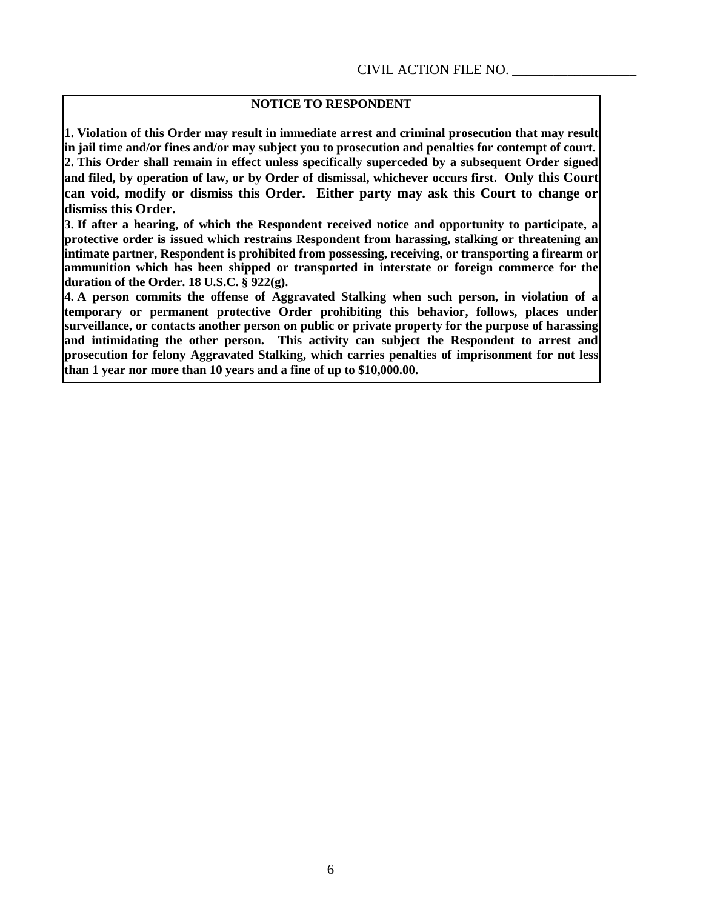CIVIL ACTION FILE NO. ___________________

**NOTICE TO RESPONDENT**

**1. Violation of this Order may result in immediate arrest and criminal prosecution that may result in jail time and/or fines and/or may subject you to prosecution and penalties for contempt of court.**
**2. This Order shall remain in effect unless specifically superceded by a subsequent Order signed and filed, by operation of law, or by Order of dismissal, whichever occurs first. Only this Court can void, modify or dismiss this Order. Either party may ask this Court to change or dismiss this Order.**
**3. If after a hearing, of which the Respondent received notice and opportunity to participate, a protective order is issued which restrains Respondent from harassing, stalking or threatening an intimate partner, Respondent is prohibited from possessing, receiving, or transporting a firearm or ammunition which has been shipped or transported in interstate or foreign commerce for the duration of the Order. 18 U.S.C. § 922(g).**
**4. A person commits the offense of Aggravated Stalking when such person, in violation of a temporary or permanent protective Order prohibiting this behavior, follows, places under surveillance, or contacts another person on public or private property for the purpose of harassing and intimidating the other person. This activity can subject the Respondent to arrest and prosecution for felony Aggravated Stalking, which carries penalties of imprisonment for not less than 1 year nor more than 10 years and a fine of up to $10,000.00.**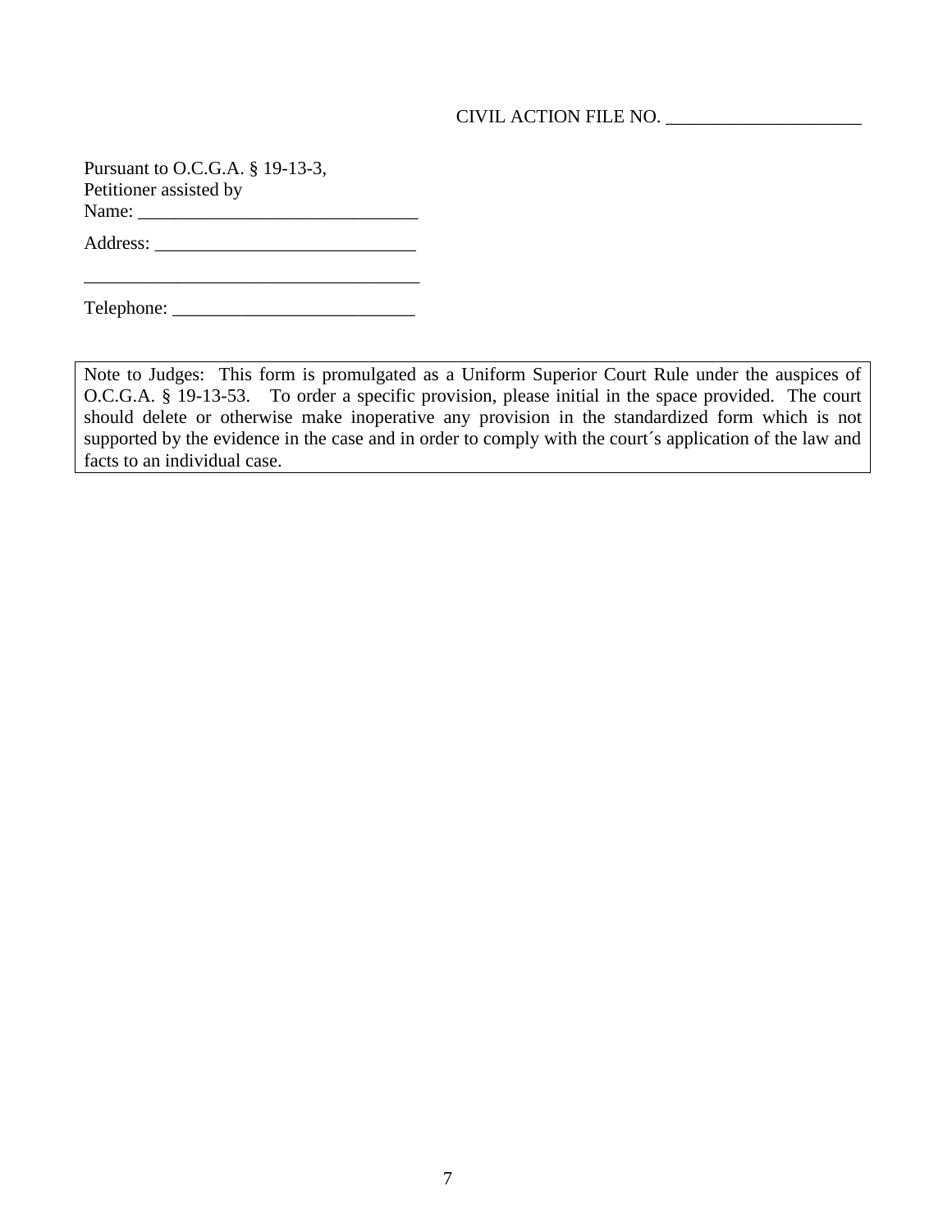CIVIL ACTION FILE NO. _____________________

Pursuant to O.C.G.A. § 19-13-3,
Petitioner assisted by
Name: ______________________________

Address: ____________________________

_____________________________________

Telephone: __________________________

> Note to Judges: This form is promulgated as a Uniform Superior Court Rule under the auspices of O.C.G.A. § 19-13-53. To order a specific provision, please initial in the space provided. The court should delete or otherwise make inoperative any provision in the standardized form which is not supported by the evidence in the case and in order to comply with the court´s application of the law and facts to an individual case.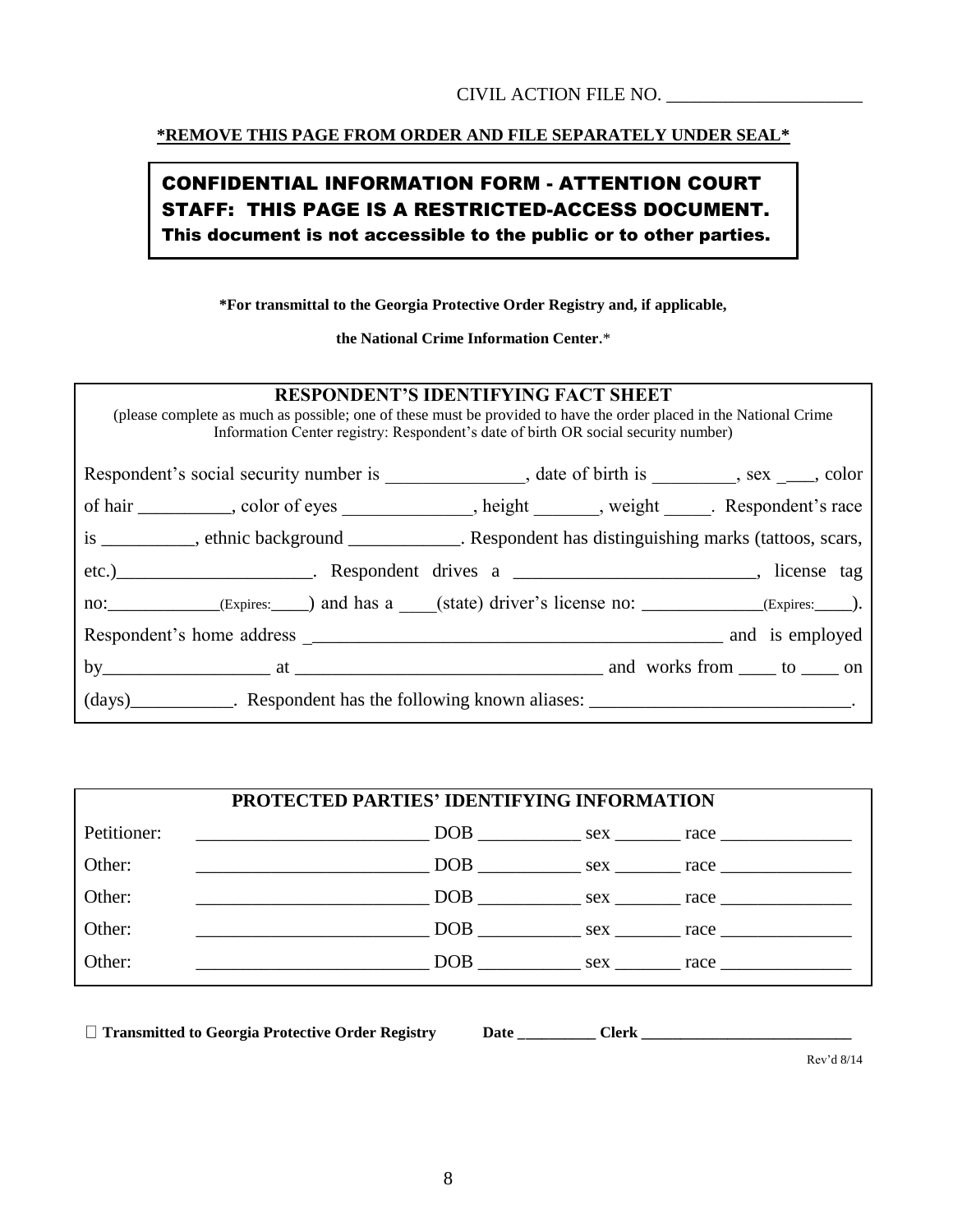CIVIL ACTION FILE NO. _____________________

**\*REMOVE THIS PAGE FROM ORDER AND FILE SEPARATELY UNDER SEAL\***

**CONFIDENTIAL INFORMATION FORM - ATTENTION COURT STAFF: THIS PAGE IS A RESTRICTED-ACCESS DOCUMENT. This document is not accessible to the public or to other parties.**

**\*For transmittal to the Georgia Protective Order Registry and, if applicable, the National Crime Information Center.**\*

## RESPONDENT'S IDENTIFYING FACT SHEET

(please complete as much as possible; one of these must be provided to have the order placed in the National Crime Information Center registry: Respondent's date of birth OR social security number)

Respondent's social security number is _______________, date of birth is _________, sex ____, color of hair __________, color of eyes ______________, height _______, weight _____. Respondent's race is __________, ethnic background ____________. Respondent has distinguishing marks (tattoos, scars, etc.)_____________________. Respondent drives a __________________________, license tag no:____________(Expires:_____) and has a ____(state) driver's license no: _____________(Expires:_____). Respondent's home address ______________________________________________ and is employed by__________________ at _________________________________ and works from ____ to ____ on (days)___________. Respondent has the following known aliases: ____________________________.

## PROTECTED PARTIES' IDENTIFYING INFORMATION

| | | | | |
|---|---|---|---|---|
| Petitioner: | _________________________ | DOB ___________ | sex _______ | race ______________ |
| Other: | _________________________ | DOB ___________ | sex _______ | race ______________ |
| Other: | _________________________ | DOB ___________ | sex _______ | race ______________ |
| Other: | _________________________ | DOB ___________ | sex _______ | race ______________ |
| Other: | _________________________ | DOB ___________ | sex _______ | race ______________ |

☐ **Transmitted to Georgia Protective Order Registry** **Date __________ Clerk ___________________________**

Rev'd 8/14